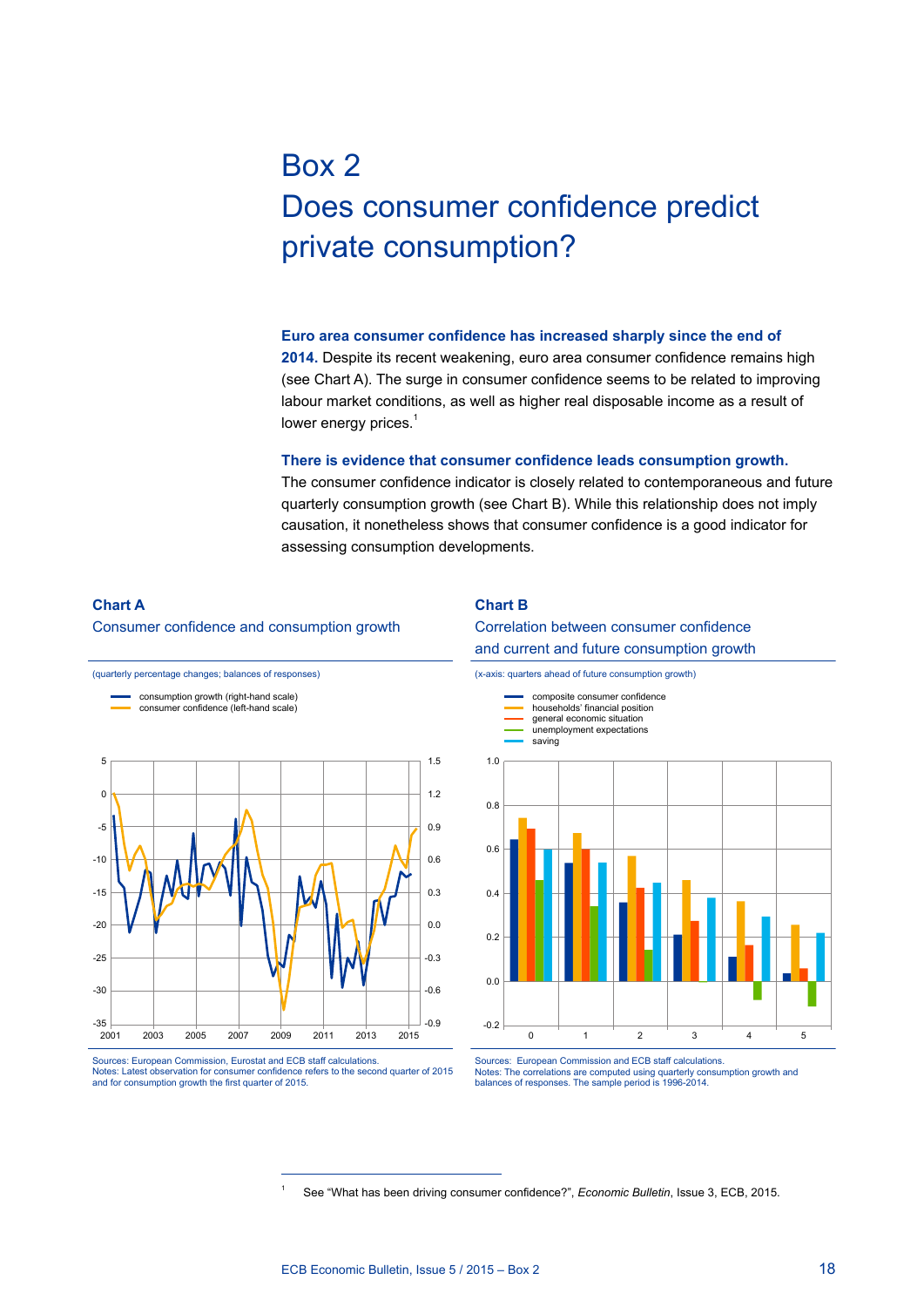# Box 2
# Does consumer confidence predict private consumption?

**Euro area consumer confidence has increased sharply since the end of 2014.** Despite its recent weakening, euro area consumer confidence remains high (see Chart A). The surge in consumer confidence seems to be related to improving labour market conditions, as well as higher real disposable income as a result of lower energy prices.[1]

**There is evidence that consumer confidence leads consumption growth.** The consumer confidence indicator is closely related to contemporaneous and future quarterly consumption growth (see Chart B). While this relationship does not imply causation, it nonetheless shows that consumer confidence is a good indicator for assessing consumption developments.

### Chart A
Consumer confidence and consumption growth

(quarterly percentage changes; balances of responses)

- consumption growth (right-hand scale)
- consumer confidence (left-hand scale)

Sources: European Commission, Eurostat and ECB staff calculations.
Notes: Latest observation for consumer confidence refers to the second quarter of 2015 and for consumption growth the first quarter of 2015.

### Chart B
Correlation between consumer confidence and current and future consumption growth

(x-axis: quarters ahead of future consumption growth)

- composite consumer confidence
- households' financial position
- general economic situation
- unemployment expectations
- saving

Sources: European Commission and ECB staff calculations.
Notes: The correlations are computed using quarterly consumption growth and balances of responses. The sample period is 1996-2014.

[1] See "What has been driving consumer confidence?", *Economic Bulletin*, Issue 3, ECB, 2015.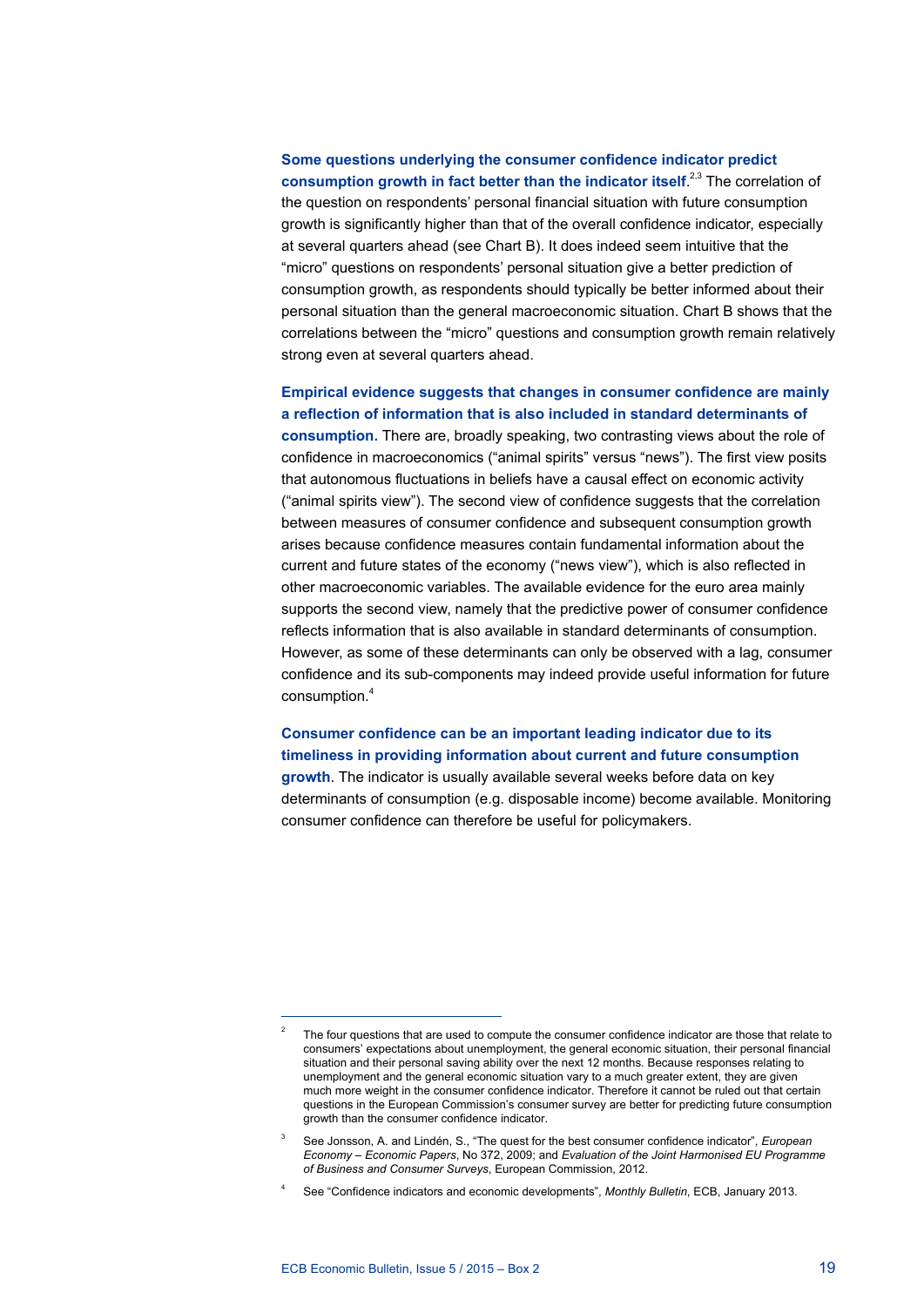**Some questions underlying the consumer confidence indicator predict consumption growth in fact better than the indicator itself.**[2,3] The correlation of the question on respondents' personal financial situation with future consumption growth is significantly higher than that of the overall confidence indicator, especially at several quarters ahead (see Chart B). It does indeed seem intuitive that the "micro" questions on respondents' personal situation give a better prediction of consumption growth, as respondents should typically be better informed about their personal situation than the general macroeconomic situation. Chart B shows that the correlations between the "micro" questions and consumption growth remain relatively strong even at several quarters ahead.

**Empirical evidence suggests that changes in consumer confidence are mainly a reflection of information that is also included in standard determinants of consumption.** There are, broadly speaking, two contrasting views about the role of confidence in macroeconomics ("animal spirits" versus "news"). The first view posits that autonomous fluctuations in beliefs have a causal effect on economic activity ("animal spirits view"). The second view of confidence suggests that the correlation between measures of consumer confidence and subsequent consumption growth arises because confidence measures contain fundamental information about the current and future states of the economy ("news view"), which is also reflected in other macroeconomic variables. The available evidence for the euro area mainly supports the second view, namely that the predictive power of consumer confidence reflects information that is also available in standard determinants of consumption. However, as some of these determinants can only be observed with a lag, consumer confidence and its sub-components may indeed provide useful information for future consumption.[4]

**Consumer confidence can be an important leading indicator due to its timeliness in providing information about current and future consumption growth**. The indicator is usually available several weeks before data on key determinants of consumption (e.g. disposable income) become available. Monitoring consumer confidence can therefore be useful for policymakers.

---

[2] The four questions that are used to compute the consumer confidence indicator are those that relate to consumers' expectations about unemployment, the general economic situation, their personal financial situation and their personal saving ability over the next 12 months. Because responses relating to unemployment and the general economic situation vary to a much greater extent, they are given much more weight in the consumer confidence indicator. Therefore it cannot be ruled out that certain questions in the European Commission's consumer survey are better for predicting future consumption growth than the consumer confidence indicator.

[3] See Jonsson, A. and Lindén, S., "The quest for the best consumer confidence indicator", *European Economy – Economic Papers*, No 372, 2009; and *Evaluation of the Joint Harmonised EU Programme of Business and Consumer Surveys*, European Commission, 2012.

[4] See "Confidence indicators and economic developments", *Monthly Bulletin*, ECB, January 2013.